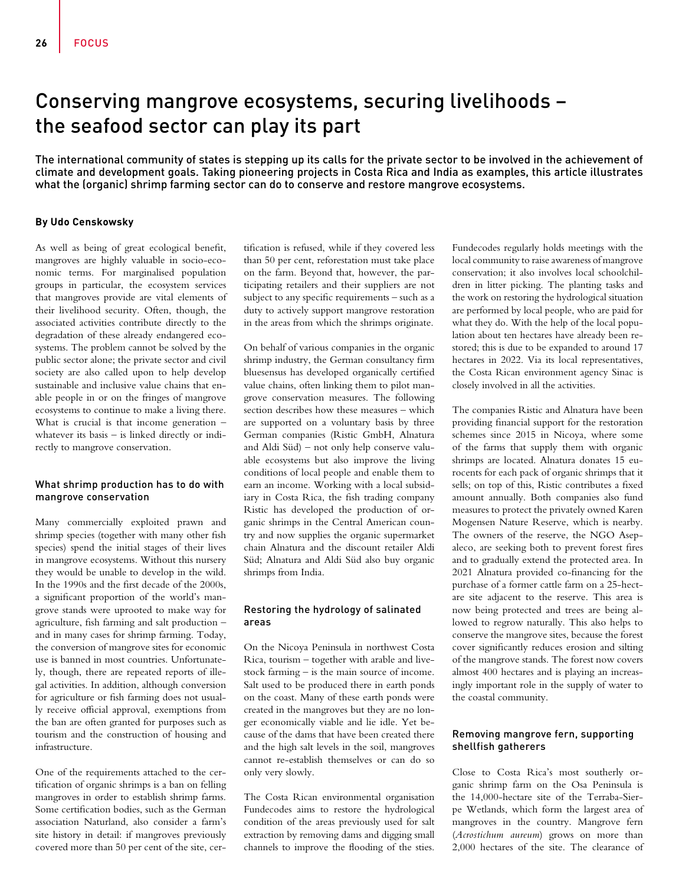# Conserving mangrove ecosystems, securing livelihoods – the seafood sector can play its part

**The international community of states is stepping up its calls for the private sector to be involved in the achievement of climate and development goals. Taking pioneering projects in Costa Rica and India as examples, this article illustrates what the (organic) shrimp farming sector can do to conserve and restore mangrove ecosystems.**

**By Udo Censkowsky**

As well as being of great ecological benefit, mangroves are highly valuable in socio-economic terms. For marginalised population groups in particular, the ecosystem services that mangroves provide are vital elements of their livelihood security. Often, though, the associated activities contribute directly to the degradation of these already endangered ecosystems. The problem cannot be solved by the public sector alone; the private sector and civil society are also called upon to help develop sustainable and inclusive value chains that enable people in or on the fringes of mangrove ecosystems to continue to make a living there. What is crucial is that income generation – whatever its basis – is linked directly or indirectly to mangrove conservation.

### What shrimp production has to do with mangrove conservation

Many commercially exploited prawn and shrimp species (together with many other fish species) spend the initial stages of their lives in mangrove ecosystems. Without this nursery they would be unable to develop in the wild. In the 1990s and the first decade of the 2000s, a significant proportion of the world's mangrove stands were uprooted to make way for agriculture, fish farming and salt production – and in many cases for shrimp farming. Today, the conversion of mangrove sites for economic use is banned in most countries. Unfortunately, though, there are repeated reports of illegal activities. In addition, although conversion for agriculture or fish farming does not usually receive official approval, exemptions from the ban are often granted for purposes such as tourism and the construction of housing and infrastructure.

One of the requirements attached to the certification of organic shrimps is a ban on felling mangroves in order to establish shrimp farms. Some certification bodies, such as the German association Naturland, also consider a farm's site history in detail: if mangroves previously covered more than 50 per cent of the site, certification is refused, while if they covered less than 50 per cent, reforestation must take place on the farm. Beyond that, however, the participating retailers and their suppliers are not subject to any specific requirements – such as a duty to actively support mangrove restoration in the areas from which the shrimps originate.

On behalf of various companies in the organic shrimp industry, the German consultancy firm bluesensus has developed organically certified value chains, often linking them to pilot mangrove conservation measures. The following section describes how these measures – which are supported on a voluntary basis by three German companies (Ristic GmbH, Alnatura and Aldi Süd) – not only help conserve valuable ecosystems but also improve the living conditions of local people and enable them to earn an income. Working with a local subsidiary in Costa Rica, the fish trading company Ristic has developed the production of organic shrimps in the Central American country and now supplies the organic supermarket chain Alnatura and the discount retailer Aldi Süd; Alnatura and Aldi Süd also buy organic shrimps from India.

### Restoring the hydrology of salinated areas

On the Nicoya Peninsula in northwest Costa Rica, tourism – together with arable and livestock farming – is the main source of income. Salt used to be produced there in earth ponds on the coast. Many of these earth ponds were created in the mangroves but they are no longer economically viable and lie idle. Yet because of the dams that have been created there and the high salt levels in the soil, mangroves cannot re-establish themselves or can do so only very slowly.

The Costa Rican environmental organisation Fundecodes aims to restore the hydrological condition of the areas previously used for salt extraction by removing dams and digging small channels to improve the flooding of the sties. Fundecodes regularly holds meetings with the local community to raise awareness of mangrove conservation; it also involves local schoolchildren in litter picking. The planting tasks and the work on restoring the hydrological situation are performed by local people, who are paid for what they do. With the help of the local population about ten hectares have already been restored; this is due to be expanded to around 17 hectares in 2022. Via its local representatives, the Costa Rican environment agency Sinac is closely involved in all the activities.

The companies Ristic and Alnatura have been providing financial support for the restoration schemes since 2015 in Nicoya, where some of the farms that supply them with organic shrimps are located. Alnatura donates 15 eurocents for each pack of organic shrimps that it sells; on top of this, Ristic contributes a fixed amount annually. Both companies also fund measures to protect the privately owned Karen Mogensen Nature Reserve, which is nearby. The owners of the reserve, the NGO Asepaleco, are seeking both to prevent forest fires and to gradually extend the protected area. In 2021 Alnatura provided co-financing for the purchase of a former cattle farm on a 25-hectare site adjacent to the reserve. This area is now being protected and trees are being allowed to regrow naturally. This also helps to conserve the mangrove sites, because the forest cover significantly reduces erosion and silting of the mangrove stands. The forest now covers almost 400 hectares and is playing an increasingly important role in the supply of water to the coastal community.

### Removing mangrove fern, supporting shellfish gatherers

Close to Costa Rica's most southerly organic shrimp farm on the Osa Peninsula is the 14,000-hectare site of the Terraba-Sierpe Wetlands, which form the largest area of mangroves in the country. Mangrove fern (*Acrostichum aureum*) grows on more than 2,000 hectares of the site. The clearance of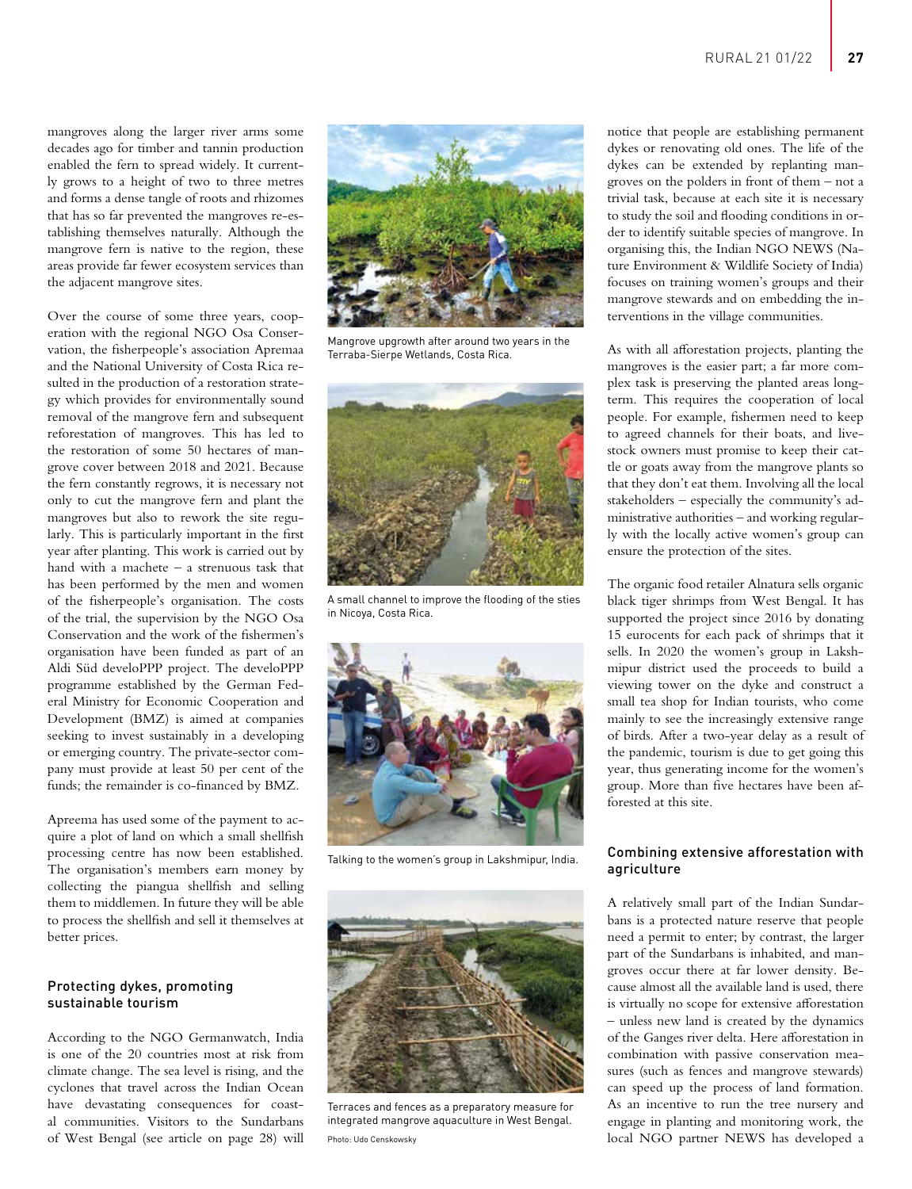mangroves along the larger river arms some decades ago for timber and tannin production enabled the fern to spread widely. It currently grows to a height of two to three metres and forms a dense tangle of roots and rhizomes that has so far prevented the mangroves re-establishing themselves naturally. Although the mangrove fern is native to the region, these areas provide far fewer ecosystem services than the adjacent mangrove sites.

Over the course of some three years, cooperation with the regional NGO Osa Conservation, the fisherpeople's association Apremaa and the National University of Costa Rica resulted in the production of a restoration strategy which provides for environmentally sound removal of the mangrove fern and subsequent reforestation of mangroves. This has led to the restoration of some 50 hectares of mangrove cover between 2018 and 2021. Because the fern constantly regrows, it is necessary not only to cut the mangrove fern and plant the mangroves but also to rework the site regularly. This is particularly important in the first year after planting. This work is carried out by hand with a machete – a strenuous task that has been performed by the men and women of the fisherpeople's organisation. The costs of the trial, the supervision by the NGO Osa Conservation and the work of the fishermen's organisation have been funded as part of an Aldi Süd develoPPP project. The develoPPP programme established by the German Federal Ministry for Economic Cooperation and Development (BMZ) is aimed at companies seeking to invest sustainably in a developing or emerging country. The private-sector company must provide at least 50 per cent of the funds; the remainder is co-financed by BMZ.

Apreema has used some of the payment to acquire a plot of land on which a small shellfish processing centre has now been established. The organisation's members earn money by collecting the piangua shellfish and selling them to middlemen. In future they will be able to process the shellfish and sell it themselves at better prices.

Mangrove upgrowth after around two years in the Terraba-Sierpe Wetlands, Costa Rica.

A small channel to improve the flooding of the sties in Nicoya, Costa Rica.

Talking to the women's group in Lakshmipur, India.

Terraces and fences as a preparatory measure for integrated mangrove aquaculture in West Bengal.

Photo: Udo Censkowsky

### Protecting dykes, promoting sustainable tourism

According to the NGO Germanwatch, India is one of the 20 countries most at risk from climate change. The sea level is rising, and the cyclones that travel across the Indian Ocean have devastating consequences for coastal communities. Visitors to the Sundarbans of West Bengal (see article on page 28) will notice that people are establishing permanent dykes or renovating old ones. The life of the dykes can be extended by replanting mangroves on the polders in front of them – not a trivial task, because at each site it is necessary to study the soil and flooding conditions in order to identify suitable species of mangrove. In organising this, the Indian NGO NEWS (Nature Environment & Wildlife Society of India) focuses on training women's groups and their mangrove stewards and on embedding the interventions in the village communities.

As with all afforestation projects, planting the mangroves is the easier part; a far more complex task is preserving the planted areas long-term. This requires the cooperation of local people. For example, fishermen need to keep to agreed channels for their boats, and livestock owners must promise to keep their cattle or goats away from the mangrove plants so that they don't eat them. Involving all the local stakeholders – especially the community's administrative authorities – and working regularly with the locally active women's group can ensure the protection of the sites.

The organic food retailer Alnatura sells organic black tiger shrimps from West Bengal. It has supported the project since 2016 by donating 15 eurocents for each pack of shrimps that it sells. In 2020 the women's group in Lakshmipur district used the proceeds to build a viewing tower on the dyke and construct a small tea shop for Indian tourists, who come mainly to see the increasingly extensive range of birds. After a two-year delay as a result of the pandemic, tourism is due to get going this year, thus generating income for the women's group. More than five hectares have been afforested at this site.

### Combining extensive afforestation with agriculture

A relatively small part of the Indian Sundarbans is a protected nature reserve that people need a permit to enter; by contrast, the larger part of the Sundarbans is inhabited, and mangroves occur there at far lower density. Because almost all the available land is used, there is virtually no scope for extensive afforestation – unless new land is created by the dynamics of the Ganges river delta. Here afforestation in combination with passive conservation measures (such as fences and mangrove stewards) can speed up the process of land formation. As an incentive to run the tree nursery and engage in planting and monitoring work, the local NGO partner NEWS has developed a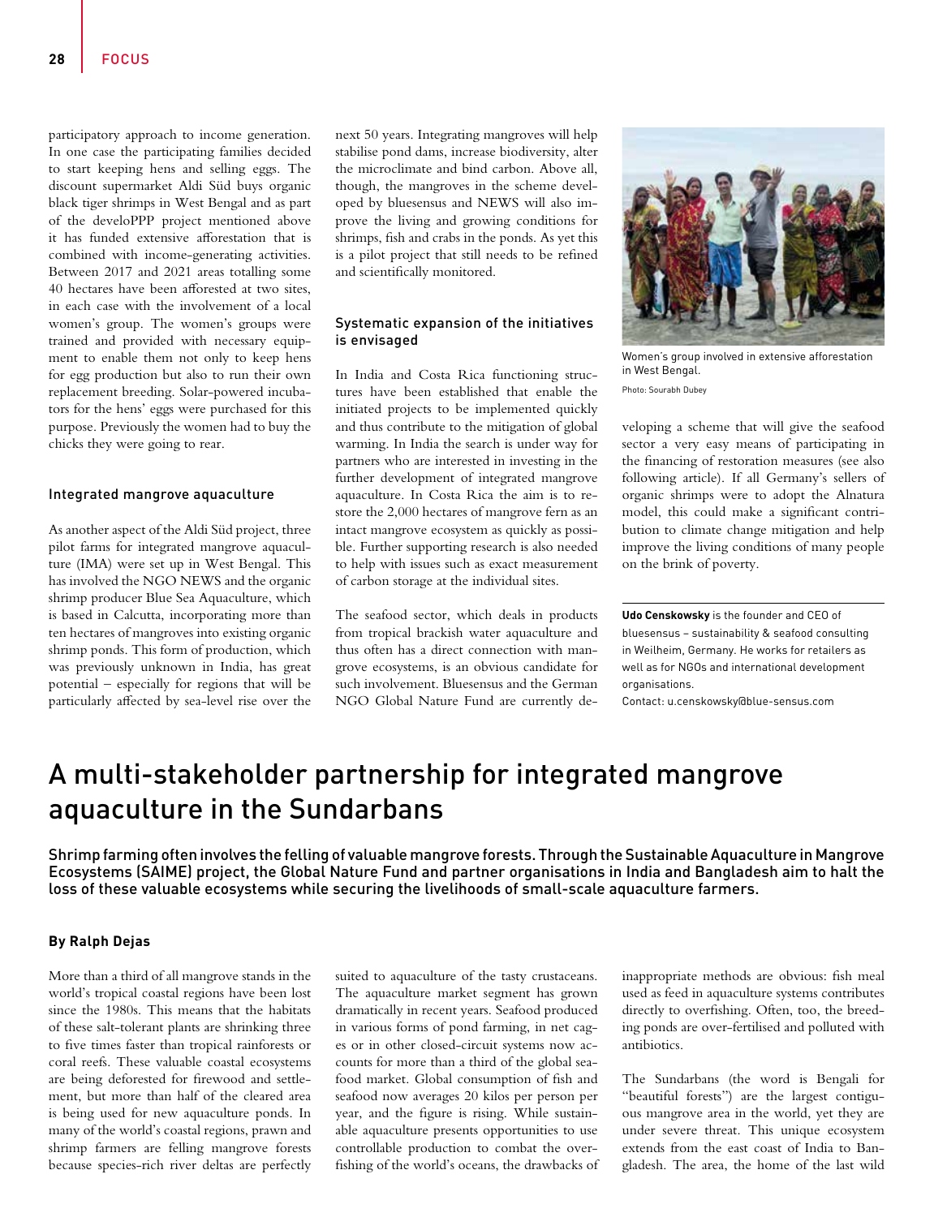participatory approach to income generation. In one case the participating families decided to start keeping hens and selling eggs. The discount supermarket Aldi Süd buys organic black tiger shrimps in West Bengal and as part of the develoPPP project mentioned above it has funded extensive afforestation that is combined with income-generating activities. Between 2017 and 2021 areas totalling some 40 hectares have been afforested at two sites, in each case with the involvement of a local women's group. The women's groups were trained and provided with necessary equipment to enable them not only to keep hens for egg production but also to run their own replacement breeding. Solar-powered incubators for the hens' eggs were purchased for this purpose. Previously the women had to buy the chicks they were going to rear.

### Integrated mangrove aquaculture

As another aspect of the Aldi Süd project, three pilot farms for integrated mangrove aquaculture (IMA) were set up in West Bengal. This has involved the NGO NEWS and the organic shrimp producer Blue Sea Aquaculture, which is based in Calcutta, incorporating more than ten hectares of mangroves into existing organic shrimp ponds. This form of production, which was previously unknown in India, has great potential – especially for regions that will be particularly affected by sea-level rise over the next 50 years. Integrating mangroves will help stabilise pond dams, increase biodiversity, alter the microclimate and bind carbon. Above all, though, the mangroves in the scheme developed by bluesensus and NEWS will also improve the living and growing conditions for shrimps, fish and crabs in the ponds. As yet this is a pilot project that still needs to be refined and scientifically monitored.

### Systematic expansion of the initiatives is envisaged

In India and Costa Rica functioning structures have been established that enable the initiated projects to be implemented quickly and thus contribute to the mitigation of global warming. In India the search is under way for partners who are interested in investing in the further development of integrated mangrove aquaculture. In Costa Rica the aim is to restore the 2,000 hectares of mangrove fern as an intact mangrove ecosystem as quickly as possible. Further supporting research is also needed to help with issues such as exact measurement of carbon storage at the individual sites.

The seafood sector, which deals in products from tropical brackish water aquaculture and thus often has a direct connection with mangrove ecosystems, is an obvious candidate for such involvement. Bluesensus and the German NGO Global Nature Fund are currently developing a scheme that will give the seafood sector a very easy means of participating in the financing of restoration measures (see also following article). If all Germany's sellers of organic shrimps were to adopt the Alnatura model, this could make a significant contribution to climate change mitigation and help improve the living conditions of many people on the brink of poverty.

Women's group involved in extensive afforestation in West Bengal.
Photo: Sourabh Dubey

**Udo Censkowsky** is the founder and CEO of bluesensus – sustainability & seafood consulting in Weilheim, Germany. He works for retailers as well as for NGOs and international development organisations.
Contact: u.censkowsky@blue-sensus.com

# A multi-stakeholder partnership for integrated mangrove aquaculture in the Sundarbans

Shrimp farming often involves the felling of valuable mangrove forests. Through the Sustainable Aquaculture in Mangrove Ecosystems (SAIME) project, the Global Nature Fund and partner organisations in India and Bangladesh aim to halt the loss of these valuable ecosystems while securing the livelihoods of small-scale aquaculture farmers.

**By Ralph Dejas**

More than a third of all mangrove stands in the world's tropical coastal regions have been lost since the 1980s. This means that the habitats of these salt-tolerant plants are shrinking three to five times faster than tropical rainforests or coral reefs. These valuable coastal ecosystems are being deforested for firewood and settlement, but more than half of the cleared area is being used for new aquaculture ponds. In many of the world's coastal regions, prawn and shrimp farmers are felling mangrove forests because species-rich river deltas are perfectly suited to aquaculture of the tasty crustaceans. The aquaculture market segment has grown dramatically in recent years. Seafood produced in various forms of pond farming, in net cages or in other closed-circuit systems now accounts for more than a third of the global seafood market. Global consumption of fish and seafood now averages 20 kilos per person per year, and the figure is rising. While sustainable aquaculture presents opportunities to use controllable production to combat the overfishing of the world's oceans, the drawbacks of inappropriate methods are obvious: fish meal used as feed in aquaculture systems contributes directly to overfishing. Often, too, the breeding ponds are over-fertilised and polluted with antibiotics.

The Sundarbans (the word is Bengali for "beautiful forests") are the largest contiguous mangrove area in the world, yet they are under severe threat. This unique ecosystem extends from the east coast of India to Bangladesh. The area, the home of the last wild